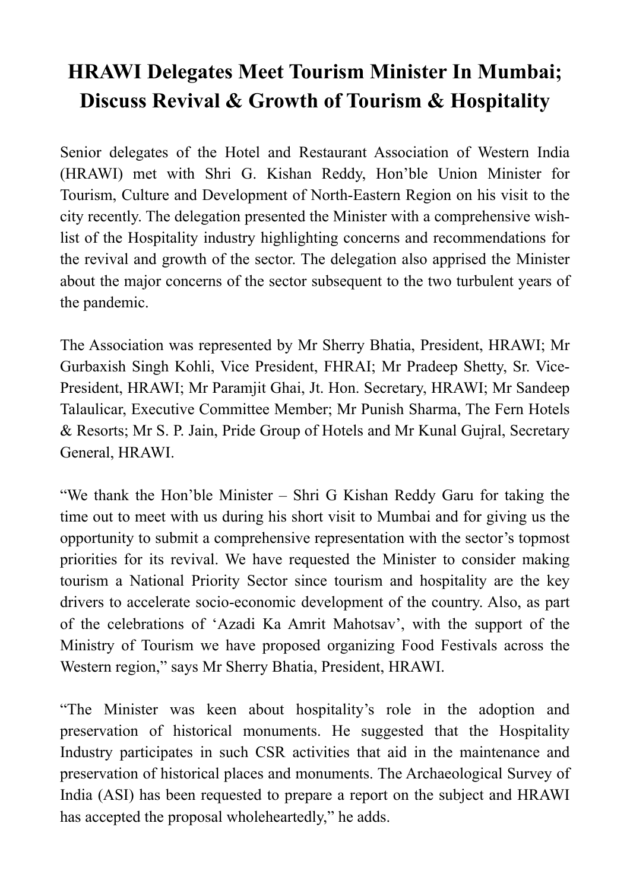# HRAWI Delegates Meet Tourism Minister In Mumbai; Discuss Revival & Growth of Tourism & Hospitality

Senior delegates of the Hotel and Restaurant Association of Western India (HRAWI) met with Shri G. Kishan Reddy, Hon'ble Union Minister for Tourism, Culture and Development of North-Eastern Region on his visit to the city recently. The delegation presented the Minister with a comprehensive wish-list of the Hospitality industry highlighting concerns and recommendations for the revival and growth of the sector. The delegation also apprised the Minister about the major concerns of the sector subsequent to the two turbulent years of the pandemic.

The Association was represented by Mr Sherry Bhatia, President, HRAWI; Mr Gurbaxish Singh Kohli, Vice President, FHRAI; Mr Pradeep Shetty, Sr. Vice-President, HRAWI; Mr Paramjit Ghai, Jt. Hon. Secretary, HRAWI; Mr Sandeep Talaulicar, Executive Committee Member; Mr Punish Sharma, The Fern Hotels & Resorts; Mr S. P. Jain, Pride Group of Hotels and Mr Kunal Gujral, Secretary General, HRAWI.

"We thank the Hon'ble Minister – Shri G Kishan Reddy Garu for taking the time out to meet with us during his short visit to Mumbai and for giving us the opportunity to submit a comprehensive representation with the sector's topmost priorities for its revival. We have requested the Minister to consider making tourism a National Priority Sector since tourism and hospitality are the key drivers to accelerate socio-economic development of the country. Also, as part of the celebrations of 'Azadi Ka Amrit Mahotsav', with the support of the Ministry of Tourism we have proposed organizing Food Festivals across the Western region," says Mr Sherry Bhatia, President, HRAWI.

"The Minister was keen about hospitality's role in the adoption and preservation of historical monuments. He suggested that the Hospitality Industry participates in such CSR activities that aid in the maintenance and preservation of historical places and monuments. The Archaeological Survey of India (ASI) has been requested to prepare a report on the subject and HRAWI has accepted the proposal wholeheartedly," he adds.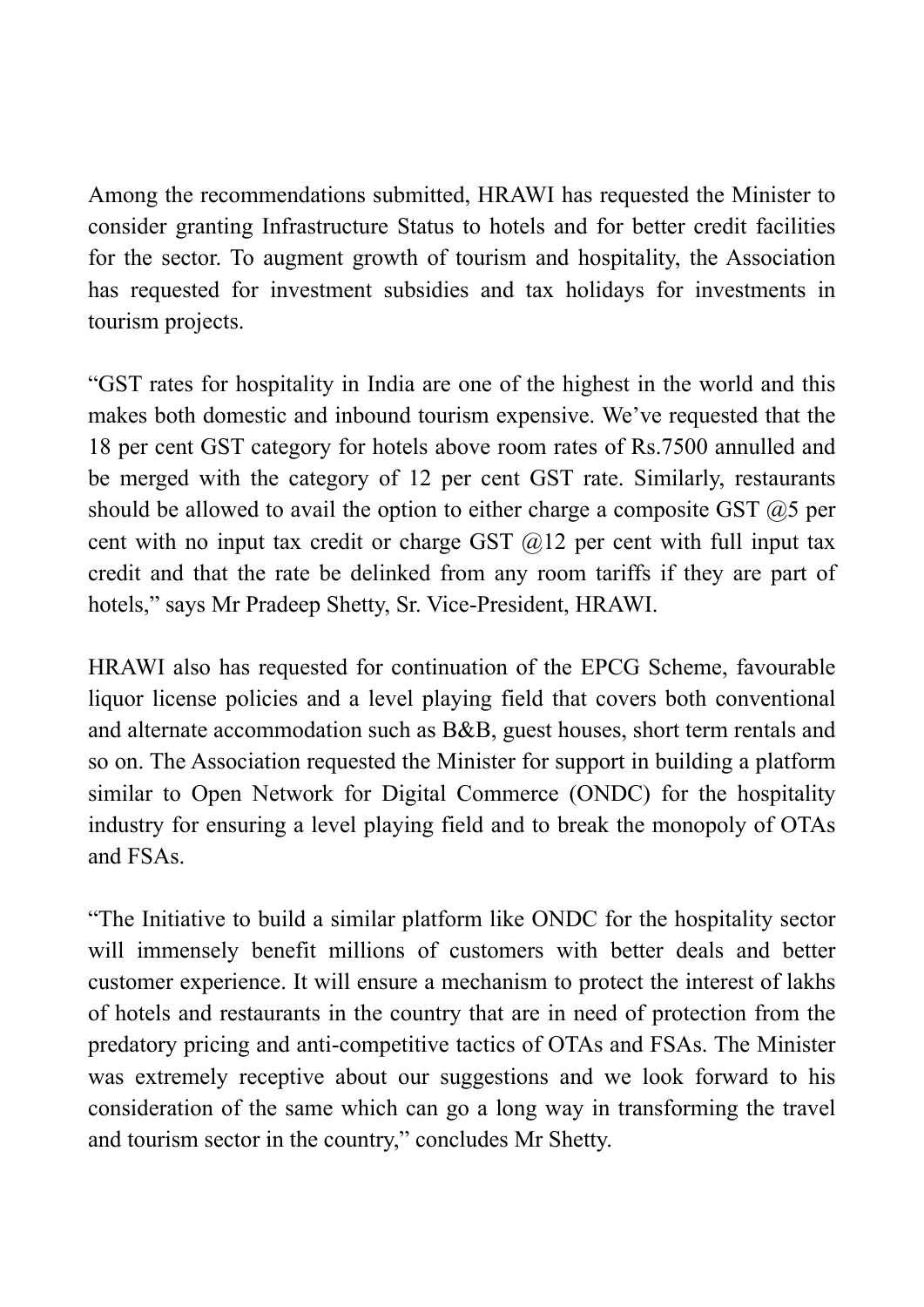Among the recommendations submitted, HRAWI has requested the Minister to consider granting Infrastructure Status to hotels and for better credit facilities for the sector. To augment growth of tourism and hospitality, the Association has requested for investment subsidies and tax holidays for investments in tourism projects.

"GST rates for hospitality in India are one of the highest in the world and this makes both domestic and inbound tourism expensive. We've requested that the 18 per cent GST category for hotels above room rates of Rs.7500 annulled and be merged with the category of 12 per cent GST rate. Similarly, restaurants should be allowed to avail the option to either charge a composite GST @5 per cent with no input tax credit or charge GST @12 per cent with full input tax credit and that the rate be delinked from any room tariffs if they are part of hotels," says Mr Pradeep Shetty, Sr. Vice-President, HRAWI.

HRAWI also has requested for continuation of the EPCG Scheme, favourable liquor license policies and a level playing field that covers both conventional and alternate accommodation such as B&B, guest houses, short term rentals and so on. The Association requested the Minister for support in building a platform similar to Open Network for Digital Commerce (ONDC) for the hospitality industry for ensuring a level playing field and to break the monopoly of OTAs and FSAs.

"The Initiative to build a similar platform like ONDC for the hospitality sector will immensely benefit millions of customers with better deals and better customer experience. It will ensure a mechanism to protect the interest of lakhs of hotels and restaurants in the country that are in need of protection from the predatory pricing and anti-competitive tactics of OTAs and FSAs. The Minister was extremely receptive about our suggestions and we look forward to his consideration of the same which can go a long way in transforming the travel and tourism sector in the country," concludes Mr Shetty.